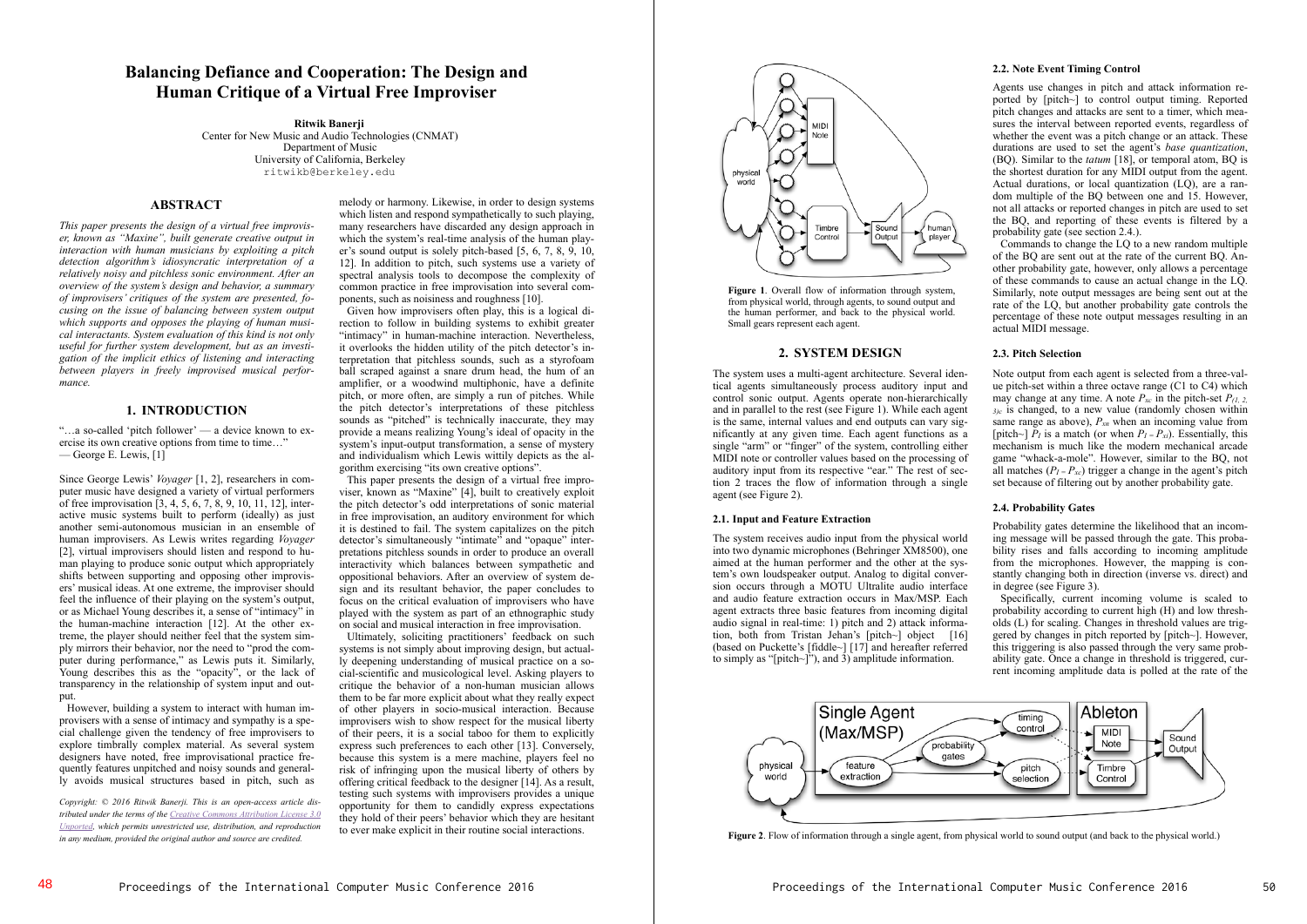# Balancing Defiance and Cooperation: The Design and Human Critique of a Virtual Free Improviser

**Ritwik Banerji**
Center for New Music and Audio Technologies (CNMAT)
Department of Music
University of California, Berkeley
ritwikb@berkeley.edu

## ABSTRACT

*This paper presents the design of a virtual free improviser, known as "Maxine", built generate creative output in interaction with human musicians by exploiting a pitch detection algorithm's idiosyncratic interpretation of a relatively noisy and pitchless sonic environment. After an overview of the system's design and behavior, a summary of improvisers' critiques of the system are presented, focusing on the issue of balancing between system output which supports and opposes the playing of human musical interactants. System evaluation of this kind is not only useful for further system development, but as an investigation of the implicit ethics of listening and interacting between players in freely improvised musical performance.*

## 1. INTRODUCTION

"…a so-called 'pitch follower' — a device known to exercise its own creative options from time to time…"
— George E. Lewis, [1]

Since George Lewis' *Voyager* [1, 2], researchers in computer music have designed a variety of virtual performers of free improvisation [3, 4, 5, 6, 7, 8, 9, 10, 11, 12], interactive music systems built to perform (ideally) as just another semi-autonomous musician in an ensemble of human improvisers. As Lewis writes regarding *Voyager* [2], virtual improvisers should listen and respond to human playing to produce sonic output which appropriately shifts between supporting and opposing other improvisers' musical ideas. At one extreme, the improviser should feel the influence of their playing on the system's output, or as Michael Young describes it, a sense of "intimacy" in the human-machine interaction [12]. At the other extreme, the player should neither feel that the system simply mirrors their behavior, nor the need to "prod the computer during performance," as Lewis puts it. Similarly, Young describes this as the "opacity", or the lack of transparency in the relationship of system input and output.

However, building a system to interact with human improvisers with a sense of intimacy and sympathy is a special challenge given the tendency of free improvisers to explore timbrally complex material. As several system designers have noted, free improvisational practice frequently features unpitched and noisy sounds and generally avoids musical structures based in pitch, such as melody or harmony. Likewise, in order to design systems which listen and respond sympathetically to such playing, many researchers have discarded any design approach in which the system's real-time analysis of the human player's sound output is solely pitch-based [5, 6, 7, 8, 9, 10, 12]. In addition to pitch, such systems use a variety of spectral analysis tools to decompose the complexity of common practice in free improvisation into several components, such as noisiness and roughness [10].

Given how improvisers often play, this is a logical direction to follow in building systems to exhibit greater "intimacy" in human-machine interaction. Nevertheless, it overlooks the hidden utility of the pitch detector's interpretation that pitchless sounds, such as a styrofoam ball scraped against a snare drum head, the hum of an amplifier, or a woodwind multiphonic, have a definite pitch, or more often, are simply a run of pitches. While the pitch detector's interpretations of these pitchless sounds as "pitched" is technically inaccurate, they may provide a means realizing Young's ideal of opacity in the system's input-output transformation, a sense of mystery and individualism which Lewis wittily depicts as the algorithm exercising "its own creative options".

This paper presents the design of a virtual free improviser, known as "Maxine" [4], built to creatively exploit the pitch detector's odd interpretations of sonic material in free improvisation, an auditory environment for which it is destined to fail. The system capitalizes on the pitch detector's simultaneously "intimate" and "opaque" interpretations pitchless sounds in order to produce an overall interactivity which balances between sympathetic and oppositional behaviors. After an overview of system design and its resultant behavior, the paper concludes to focus on the critical evaluation of improvisers who have played with the system as part of an ethnographic study on social and musical interaction in free improvisation.

Ultimately, soliciting practitioners' feedback on such systems is not simply about improving design, but actually deepening understanding of musical practice on a social-scientific and musicological level. Asking players to critique the behavior of a non-human musician allows them to be far more explicit about what they really expect of other players in socio-musical interaction. Because improvisers wish to show respect for the musical liberty of their peers, it is a social taboo for them to explicitly express such preferences to each other [13]. Conversely, because this system is a mere machine, players feel no risk of infringing upon the musical liberty of others by offering critical feedback to the designer [14]. As a result, testing such systems with improvisers provides a unique opportunity for them to candidly express expectations they hold of their peers' behavior which they are hesitant to ever make explicit in their routine social interactions.

*Copyright: © 2016 Ritwik Banerji. This is an open-access article distributed under the terms of the Creative Commons Attribution License 3.0 Unported, which permits unrestricted use, distribution, and reproduction in any medium, provided the original author and source are credited.*

**Figure 1**. Overall flow of information through system, from physical world, through agents, to sound output and the human performer, and back to the physical world. Small gears represent each agent.

## 2. SYSTEM DESIGN

The system uses a multi-agent architecture. Several identical agents simultaneously process auditory input and control sonic output. Agents operate non-hierarchically and in parallel to the rest (see Figure 1). While each agent is the same, internal values and end outputs can vary significantly at any given time. Each agent functions as a single "arm" or "finger" of the system, controlling either MIDI note or controller values based on the processing of auditory input from its respective "ear." The rest of section 2 traces the flow of information through a single agent (see Figure 2).

### 2.1. Input and Feature Extraction

The system receives audio input from the physical world into two dynamic microphones (Behringer XM8500), one aimed at the human performer and the other at the system's own loudspeaker output. Analog to digital conversion occurs through a MOTU Ultralite audio interface and audio feature extraction occurs in Max/MSP. Each agent extracts three basic features from incoming digital audio signal in real-time: 1) pitch and 2) attack information, both from Tristan Jehan's [pitch~] object [16] (based on Puckette's [fiddle~] [17] and hereafter referred to simply as "[pitch~]"), and 3) amplitude information.

### 2.2. Note Event Timing Control

Agents use changes in pitch and attack information reported by [pitch~] to control output timing. Reported pitch changes and attacks are sent to a timer, which measures the interval between reported events, regardless of whether the event was a pitch change or an attack. These durations are used to set the agent's *base quantization*, (BQ). Similar to the *tatum* [18], or temporal atom, BQ is the shortest duration for any MIDI output from the agent. Actual durations, or local quantization (LQ), are a random multiple of the BQ between one and 15. However, not all attacks or reported changes in pitch are used to set the BQ, and reporting of these events is filtered by a probability gate (see section 2.4.).

Commands to change the LQ to a new random multiple of the BQ are sent out at the rate of the current BQ. Another probability gate, however, only allows a percentage of these commands to cause an actual change in the LQ. Similarly, note output messages are being sent out at the rate of the LQ, but another probability gate controls the percentage of these note output messages resulting in an actual MIDI message.

### 2.3. Pitch Selection

Note output from each agent is selected from a three-value pitch-set within a three octave range (C1 to C4) which may change at any time. A note $P_{xc}$ in the pitch-set $P_{(1,2,3)c}$ is changed, to a new value (randomly chosen within same range as above), $P_{xn}$ when an incoming value from [pitch~] $P_I$ is a match (or when $P_I = P_{xI}$). Essentially, this mechanism is much like the modern mechanical arcade game "whack-a-mole". However, similar to the BQ, not all matches ($P_I = P_{xc}$) trigger a change in the agent's pitch set because of filtering out by another probability gate.

### 2.4. Probability Gates

Probability gates determine the likelihood that an incoming message will be passed through the gate. This probability rises and falls according to incoming amplitude from the microphones. However, the mapping is constantly changing both in direction (inverse vs. direct) and in degree (see Figure 3).

Specifically, current incoming volume is scaled to probability according to current high (H) and low thresholds (L) for scaling. Changes in threshold values are triggered by changes in pitch reported by [pitch~]. However, this triggering is also passed through the very same probability gate. Once a change in threshold is triggered, current incoming amplitude data is polled at the rate of the

**Figure 2**. Flow of information through a single agent, from physical world to sound output (and back to the physical world.)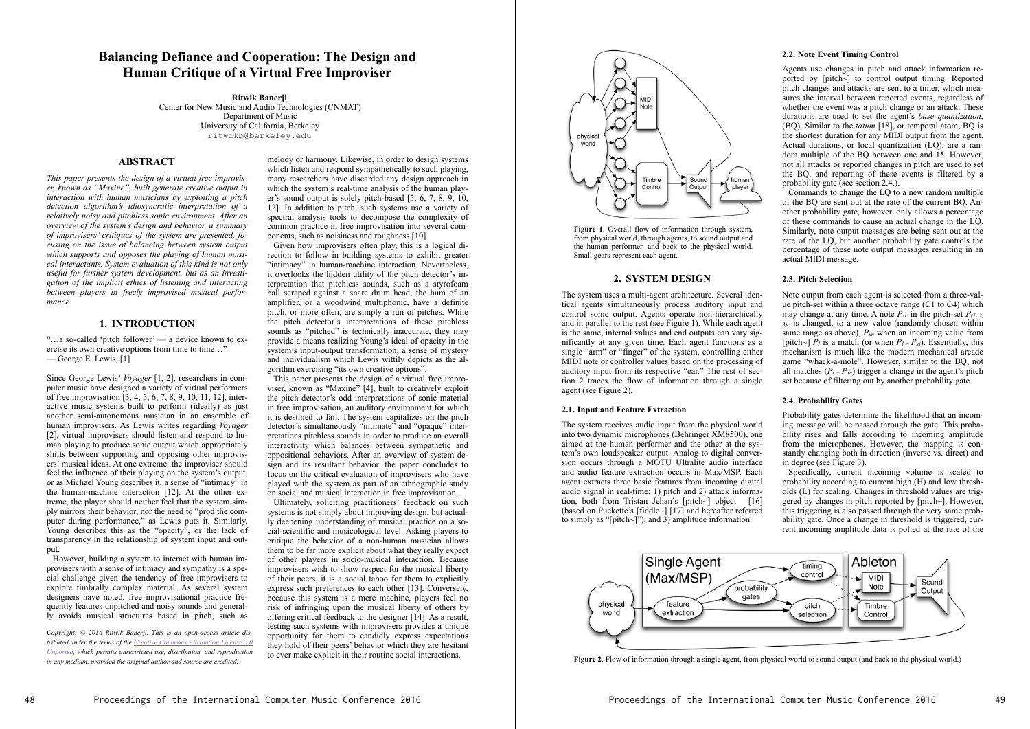# Balancing Defiance and Cooperation: The Design and Human Critique of a Virtual Free Improviser

**Ritwik Banerji**
Center for New Music and Audio Technologies (CNMAT)
Department of Music
University of California, Berkeley
ritwikb@berkeley.edu

## ABSTRACT

*This paper presents the design of a virtual free improviser, known as "Maxine", built generate creative output in interaction with human musicians by exploiting a pitch detection algorithm's idiosyncratic interpretation of a relatively noisy and pitchless sonic environment. After an overview of the system's design and behavior, a summary of improvisers' critiques of the system are presented, focusing on the issue of balancing between system output which supports and opposes the playing of human musical interactants. System evaluation of this kind is not only useful for further system development, but as an investigation of the implicit ethics of listening and interacting between players in freely improvised musical performance.*

## 1. INTRODUCTION

"…a so-called 'pitch follower' — a device known to exercise its own creative options from time to time…"
— George E. Lewis, [1]

Since George Lewis' *Voyager* [1, 2], researchers in computer music have designed a variety of virtual performers of free improvisation [3, 4, 5, 6, 7, 8, 9, 10, 11, 12], interactive music systems built to perform (ideally) as just another semi-autonomous musician in an ensemble of human improvisers. As Lewis writes regarding *Voyager* [2], virtual improvisers should listen and respond to human playing to produce sonic output which appropriately shifts between supporting and opposing other improvisers' musical ideas. At one extreme, the improviser should feel the influence of their playing on the system's output, or as Michael Young describes it, a sense of "intimacy" in the human-machine interaction [12]. At the other extreme, the player should neither feel that the system simply mirrors their behavior, nor the need to "prod the computer during performance," as Lewis puts it. Similarly, Young describes this as the "opacity", or the lack of transparency in the relationship of system input and output.

However, building a system to interact with human improvisers with a sense of intimacy and sympathy is a special challenge given the tendency of free improvisers to explore timbrally complex material. As several system designers have noted, free improvisational practice frequently features unpitched and noisy sounds and generally avoids musical structures based in pitch, such as melody or harmony. Likewise, in order to design systems which listen and respond sympathetically to such playing, many researchers have discarded any design approach in which the system's real-time analysis of the human player's sound output is solely pitch-based [5, 6, 7, 8, 9, 10, 12]. In addition to pitch, such systems use a variety of spectral analysis tools to decompose the complexity of common practice in free improvisation into several components, such as noisiness and roughness [10].

Given how improvisers often play, this is a logical direction to follow in building systems to exhibit greater "intimacy" in human-machine interaction. Nevertheless, it overlooks the hidden utility of the pitch detector's interpretation that pitchless sounds, such as a styrofoam ball scraped against a snare drum head, the hum of an amplifier, or a woodwind multiphonic, have a definite pitch, or more often, are simply a run of pitches. While the pitch detector's interpretations of these pitchless sounds as "pitched" is technically inaccurate, they may provide a means realizing Young's ideal of opacity in the system's input-output transformation, a sense of mystery and individualism which Lewis wittily depicts as the algorithm exercising "its own creative options".

This paper presents the design of a virtual free improviser, known as "Maxine" [4], built to creatively exploit the pitch detector's odd interpretations of sonic material in free improvisation, an auditory environment for which it is destined to fail. The system capitalizes on the pitch detector's simultaneously "intimate" and "opaque" interpretations pitchless sounds in order to produce an overall interactivity which balances between sympathetic and oppositional behaviors. After an overview of system design and its resultant behavior, the paper concludes to focus on the critical evaluation of improvisers who have played with the system as part of an ethnographic study on social and musical interaction in free improvisation.

Ultimately, soliciting practitioners' feedback on such systems is not simply about improving design, but actually deepening understanding of musical practice on a social-scientific and musicological level. Asking players to critique the behavior of a non-human musician allows them to be far more explicit about what they really expect of other players in socio-musical interaction. Because improvisers wish to show respect for the musical liberty of their peers, it is a social taboo for them to explicitly express such preferences to each other [13]. Conversely, because this system is a mere machine, players feel no risk of infringing upon the musical liberty of others by offering critical feedback to the designer [14]. As a result, testing such systems with improvisers provides a unique opportunity for them to candidly express expectations they hold of their peers' behavior which they are hesitant to ever make explicit in their routine social interactions.

*Copyright: © 2016 Ritwik Banerji. This is an open-access article distributed under the terms of the Creative Commons Attribution License 3.0 Unported, which permits unrestricted use, distribution, and reproduction in any medium, provided the original author and source are credited.*

**Figure 1**. Overall flow of information through system, from physical world, through agents, to sound output and the human performer, and back to the physical world. Small gears represent each agent.

## 2. SYSTEM DESIGN

The system uses a multi-agent architecture. Several identical agents simultaneously process auditory input and control sonic output. Agents operate non-hierarchically and in parallel to the rest (see Figure 1). While each agent is the same, internal values and end outputs can vary significantly at any given time. Each agent functions as a single "arm" or "finger" of the system, controlling either MIDI note or controller values based on the processing of auditory input from its respective "ear." The rest of section 2 traces the flow of information through a single agent (see Figure 2).

### 2.1. Input and Feature Extraction

The system receives audio input from the physical world into two dynamic microphones (Behringer XM8500), one aimed at the human performer and the other at the system's own loudspeaker output. Analog to digital conversion occurs through a MOTU Ultralite audio interface and audio feature extraction occurs in Max/MSP. Each agent extracts three basic features from incoming digital audio signal in real-time: 1) pitch and 2) attack information, both from Tristan Jehan's [pitch~] object [16] (based on Puckette's [fiddle~] [17] and hereafter referred to simply as "[pitch~]"), and 3) amplitude information.

### 2.2. Note Event Timing Control

Agents use changes in pitch and attack information reported by [pitch~] to control output timing. Reported pitch changes and attacks are sent to a timer, which measures the interval between reported events, regardless of whether the event was a pitch change or an attack. These durations are used to set the agent's *base quantization*, (BQ). Similar to the *tatum* [18], or temporal atom, BQ is the shortest duration for any MIDI output from the agent. Actual durations, or local quantization (LQ), are a random multiple of the BQ between one and 15. However, not all attacks or reported changes in pitch are used to set the BQ, and reporting of these events is filtered by a probability gate (see section 2.4.).

Commands to change the LQ to a new random multiple of the BQ are sent out at the rate of the current BQ. Another probability gate, however, only allows a percentage of these commands to cause an actual change in the LQ. Similarly, note output messages are being sent out at the rate of the LQ, but another probability gate controls the percentage of these note output messages resulting in an actual MIDI message.

### 2.3. Pitch Selection

Note output from each agent is selected from a three-value pitch-set within a three octave range (C1 to C4) which may change at any time. A note $P_{xc}$ in the pitch-set $P_{(1, 2, 3)c}$ is changed, to a new value (randomly chosen within same range as above), $P_{xn}$ when an incoming value from [pitch~] $P_I$ is a match (or when $P_I = P_{xi}$). Essentially, this mechanism is much like the modern mechanical arcade game "whack-a-mole". However, similar to the BQ, not all matches ($P_I = P_{xc}$) trigger a change in the agent's pitch set because of filtering out by another probability gate.

### 2.4. Probability Gates

Probability gates determine the likelihood that an incoming message will be passed through the gate. This probability rises and falls according to incoming amplitude from the microphones. However, the mapping is constantly changing both in direction (inverse vs. direct) and in degree (see Figure 3).

Specifically, current incoming volume is scaled to probability according to current high (H) and low thresholds (L) for scaling. Changes in threshold values are triggered by changes in pitch reported by [pitch~]. However, this triggering is also passed through the very same probability gate. Once a change in threshold is triggered, current incoming amplitude data is polled at the rate of the

**Figure 2**. Flow of information through a single agent, from physical world to sound output (and back to the physical world.)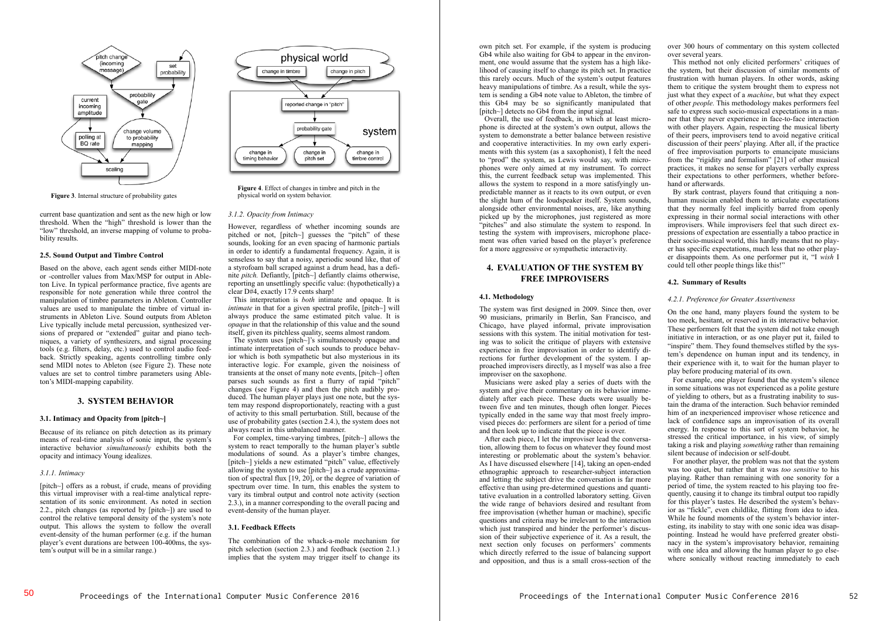Figure 3. Internal structure of probability gates

current base quantization and sent as the new high or low threshold. When the "high" threshold is lower than the "low" threshold, an inverse mapping of volume to probability results.

### 2.5. Sound Output and Timbre Control

Based on the above, each agent sends either MIDI-note or -controller values from Max/MSP for output in Ableton Live. In typical performance practice, five agents are responsible for note generation while three control the manipulation of timbre parameters in Ableton. Controller values are used to manipulate the timbre of virtual instruments in Ableton Live. Sound outputs from Ableton Live typically include metal percussion, synthesized versions of prepared or "extended" guitar and piano techniques, a variety of synthesizers, and signal processing tools (e.g. filters, delay, etc.) used to control audio feedback. Strictly speaking, agents controlling timbre only send MIDI notes to Ableton (see Figure 2). These note values are set to control timbre parameters using Ableton's MIDI-mapping capability.

## 3. SYSTEM BEHAVIOR

### 3.1. Intimacy and Opacity from [pitch~]

Because of its reliance on pitch detection as its primary means of real-time analysis of sonic input, the system's interactive behavior *simultaneously* exhibits both the opacity and intimacy Young idealizes.

#### 3.1.1. Intimacy

[pitch~] offers as a robust, if crude, means of providing this virtual improviser with a real-time analytical representation of its sonic environment. As noted in section 2.2., pitch changes (as reported by [pitch~]) are used to control the relative temporal density of the system's note output. This allows the system to follow the overall event-density of the human performer (e.g. if the human player's event durations are between 100-400ms, the system's output will be in a similar range.)

Figure 4. Effect of changes in timbre and pitch in the physical world on system behavior.

#### 3.1.2. Opacity from Intimacy

However, regardless of whether incoming sounds are pitched or not, [pitch~] guesses the "pitch" of these sounds, looking for an even spacing of harmonic partials in order to identify a fundamental frequency. Again, it is senseless to say that a noisy, aperiodic sound like, that of a styrofoam ball scraped against a drum head, has a definite *pitch.* Defiantly, [pitch~] defiantly claims otherwise, reporting an unsettlingly specific value: (hypothetically) a clear D#4, exactly 17.9 cents sharp!

This interpretation is *both* intimate and opaque. It is *intimate* in that for a given spectral profile, [pitch~] will always produce the same estimated pitch value. It is *opaque* in that the relationship of this value and the sound itself, given its pitchless quality, seems almost random.

The system uses [pitch~]'s simultaneously opaque and intimate interpretation of such sounds to produce behavior which is both sympathetic but also mysterious in its interactive logic. For example, given the noisiness of transients at the onset of many note events, [pitch~] often parses such sounds as first a flurry of rapid "pitch" changes (see Figure 4) and then the pitch audibly produced. The human player plays just one note, but the system may respond disproportionately, reacting with a gust of activity to this small perturbation. Still, because of the use of probability gates (section 2.4.), the system does not always react in this unbalanced manner.

For complex, time-varying timbres, [pitch~] allows the system to react temporally to the human player's subtle modulations of sound. As a player's timbre changes, [pitch~] yields a new estimated "pitch" value, effectively allowing the system to use [pitch~] as a crude approximation of spectral flux [19, 20], or the degree of variation of spectrum over time. In turn, this enables the system to vary its timbral output and control note activity (section 2.3.), in a manner corresponding to the overall pacing and event-density of the human player.

### 3.1. Feedback Effects

The combination of the whack-a-mole mechanism for pitch selection (section 2.3.) and feedback (section 2.1.) implies that the system may trigger itself to change its own pitch set. For example, if the system is producing Gb4 while also waiting for Gb4 to appear in the environment, one would assume that the system has a high likelihood of causing itself to change its pitch set. In practice this rarely occurs. Much of the system's output features heavy manipulations of timbre. As a result, while the system is sending a Gb4 note value to Ableton, the timbre of this Gb4 may be so significantly manipulated that [pitch~] detects no Gb4 from the input signal.

Overall, the use of feedback, in which at least microphone is directed at the system's own output, allows the system to demonstrate a better balance between resistive and cooperative interactivities. In my own early experiments with this system (as a saxophonist), I felt the need to "prod" the system, as Lewis would say, with microphones were only aimed at my instrument. To correct this, the current feedback setup was implemented. This allows the system to respond in a more satisfyingly unpredictable manner as it reacts to its own output, or even the slight hum of the loudspeaker itself. System sounds, alongside other environmental noises, are, like anything picked up by the microphones, just registered as more "pitches" and also stimulate the system to respond. In testing the system with improvisers, microphone placement was often varied based on the player's preference for a more aggressive or sympathetic interactivity.

## 4. EVALUATION OF THE SYSTEM BY FREE IMPROVISERS

### 4.1. Methodology

The system was first designed in 2009. Since then, over 90 musicians, primarily in Berlin, San Francisco, and Chicago, have played informal, private improvisation sessions with this system. The initial motivation for testing was to solicit the critique of players with extensive experience in free improvisation in order to identify directions for further development of the system. I approached improvisers directly, as I myself was also a free improviser on the saxophone.

Musicians were asked play a series of duets with the system and give their commentary on its behavior immediately after each piece. These duets were usually between five and ten minutes, though often longer. Pieces typically ended in the same way that most freely improvised pieces do: performers are silent for a period of time and then look up to indicate that the piece is over.

After each piece, I let the improviser lead the conversation, allowing them to focus on whatever they found most interesting or problematic about the system's behavior. As I have discussed elsewhere [14], taking an open-ended ethnographic approach to researcher-subject interaction and letting the subject drive the conversation is far more effective than using pre-determined questions and quantitative evaluation in a controlled laboratory setting. Given the wide range of behaviors desired and resultant from free improvisation (whether human or machine), specific questions and criteria may be irrelevant to the interaction which just transpired and hinder the performer's discussion of their subjective experience of it. As a result, the next section only focuses on performers' comments which directly referred to the issue of balancing support and opposition, and thus is a small cross-section of the over 300 hours of commentary on this system collected over several years.

This method not only elicited performers' critiques of the system, but their discussion of similar moments of frustration with human players. In other words, asking them to critique the system brought them to express not just what they expect of a *machine*, but what they expect of other *people.* This methodology makes performers feel safe to express such socio-musical expectations in a manner that they never experience in face-to-face interaction with other players. Again, respecting the musical liberty of their peers, improvisers tend to avoid negative critical discussion of their peers' playing. After all, if the practice of free improvisation purports to emancipate musicians from the "rigidity and formalism" [21] of other musical practices, it makes no sense for players verbally express their expectations to other performers, whether beforehand or afterwards.

By stark contrast, players found that critiquing a non-human musician enabled them to articulate expectations that they normally feel implicitly barred from openly expressing in their normal social interactions with other improvisers. While improvisers feel that such direct expressions of expectation are essentially a taboo practice in their socio-musical world, this hardly means that no player has specific expectations, much less that no other player disappoints them. As one performer put it, "I *wish* I could tell other people things like this!"

### 4.2. Summary of Results

#### 4.2.1. Preference for Greater Assertiveness

On the one hand, many players found the system to be too meek, hesitant, or reserved in its interactive behavior. These performers felt that the system did not take enough initiative in interaction, or as one player put it, failed to "inspire" them. They found themselves stifled by the system's dependence on human input and its tendency, in their experience with it, to wait for the human player to play before producing material of its own.

For example, one player found that the system's silence in some situations was not experienced as a polite gesture of yielding to others, but as a frustrating inability to sustain the drama of the interaction. Such behavior reminded him of an inexperienced improviser whose reticence and lack of confidence saps an improvisation of its overall energy. In response to this sort of system behavior, he stressed the critical importance, in his view, of simply taking a risk and playing *something* rather than remaining silent because of indecision or self-doubt.

For another player, the problem was not that the system was too quiet, but rather that it was *too sensitive* to his playing. Rather than remaining with one sonority for a period of time, the system reacted to his playing too frequently, causing it to change its timbral output too rapidly for this player's tastes. He described the system's behavior as "fickle", even childlike, flitting from idea to idea. While he found moments of the system's behavior interesting, its inability to stay with one sonic idea was disappointing. Instead he would have preferred greater obstinacy in the system's improvisatory behavior, remaining with one idea and allowing the human player to go elsewhere sonically without reacting immediately to each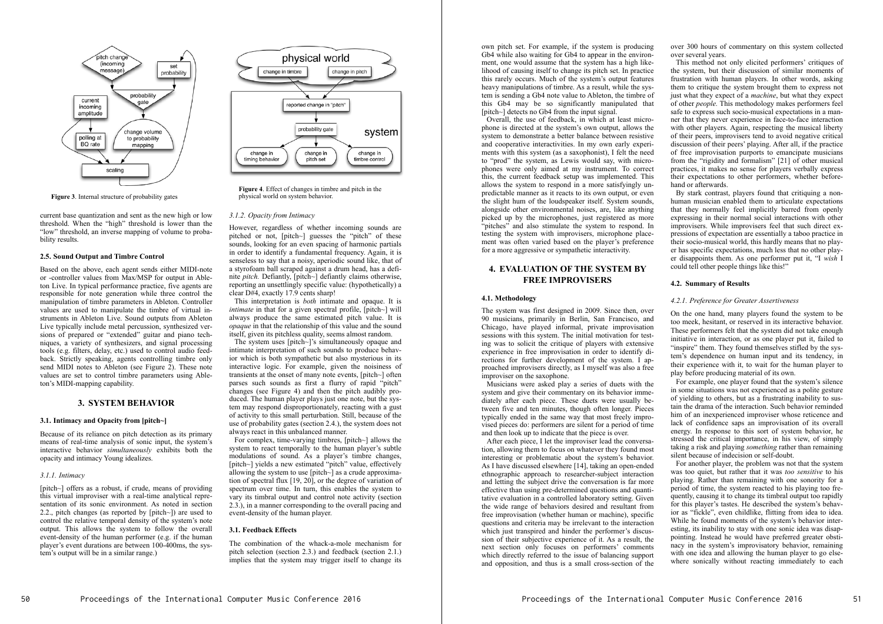**Figure 3**. Internal structure of probability gates

**Figure 4**. Effect of changes in timbre and pitch in the physical world on system behavior.

current base quantization and sent as the new high or low threshold. When the "high" threshold is lower than the "low" threshold, an inverse mapping of volume to probability results.

### 2.5. Sound Output and Timbre Control

Based on the above, each agent sends either MIDI-note or -controller values from Max/MSP for output in Ableton Live. In typical performance practice, five agents are responsible for note generation while three control the manipulation of timbre parameters in Ableton. Controller values are used to manipulate the timbre of virtual instruments in Ableton Live. Sound outputs from Ableton Live typically include metal percussion, synthesized versions of prepared or "extended" guitar and piano techniques, a variety of synthesizers, and signal processing tools (e.g. filters, delay, etc.) used to control audio feedback. Strictly speaking, agents controlling timbre only send MIDI notes to Ableton (see Figure 2). These note values are set to control timbre parameters using Ableton's MIDI-mapping capability.

## 3. SYSTEM BEHAVIOR

### 3.1. Intimacy and Opacity from [pitch~]

Because of its reliance on pitch detection as its primary means of real-time analysis of sonic input, the system's interactive behavior *simultaneously* exhibits both the opacity and intimacy Young idealizes.

#### *3.1.1. Intimacy*

[pitch~] offers as a robust, if crude, means of providing this virtual improviser with a real-time analytical representation of its sonic environment. As noted in section 2.2., pitch changes (as reported by [pitch~]) are used to control the relative temporal density of the system's note output. This allows the system to follow the overall event-density of the human performer (e.g. if the human player's event durations are between 100-400ms, the system's output will be in a similar range.)

#### *3.1.2. Opacity from Intimacy*

However, regardless of whether incoming sounds are pitched or not, [pitch~] guesses the "pitch" of these sounds, looking for an even spacing of harmonic partials in order to identify a fundamental frequency. Again, it is senseless to say that a noisy, aperiodic sound like, that of a styrofoam ball scraped against a drum head, has a definite *pitch.* Defiantly, [pitch~] defiantly claims otherwise, reporting an unsettlingly specific value: (hypothetically) a clear D#4, exactly 17.9 cents sharp!

This interpretation is *both* intimate and opaque. It is *intimate* in that for a given spectral profile, [pitch~] will always produce the same estimated pitch value. It is *opaque* in that the relationship of this value and the sound itself, given its pitchless quality, seems almost random.

The system uses [pitch~]'s simultaneously opaque and intimate interpretation of such sounds to produce behavior which is both sympathetic but also mysterious in its interactive logic. For example, given the noisiness of transients at the onset of many note events, [pitch~] often parses such sounds as first a flurry of rapid "pitch" changes (see Figure 4) and then the pitch audibly produced. The human player plays just one note, but the system may respond disproportionately, reacting with a gust of activity to this small perturbation. Still, because of the use of probability gates (section 2.4.), the system does not always react in this unbalanced manner.

For complex, time-varying timbres, [pitch~] allows the system to react temporally to the human player's subtle modulations of sound. As a player's timbre changes, [pitch~] yields a new estimated "pitch" value, effectively allowing the system to use [pitch~] as a crude approximation of spectral flux [19, 20], or the degree of variation of spectrum over time. In turn, this enables the system to vary its timbral output and control note activity (section 2.3.), in a manner corresponding to the overall pacing and event-density of the human player.

### 3.1. Feedback Effects

The combination of the whack-a-mole mechanism for pitch selection (section 2.3.) and feedback (section 2.1.) implies that the system may trigger itself to change its own pitch set. For example, if the system is producing Gb4 while also waiting for Gb4 to appear in the environment, one would assume that the system has a high likelihood of causing itself to change its pitch set. In practice this rarely occurs. Much of the system's output features heavy manipulations of timbre. As a result, while the system is sending a Gb4 note value to Ableton, the timbre of this Gb4 may be so significantly manipulated that [pitch~] detects no Gb4 from the input signal.

Overall, the use of feedback, in which at least microphone is directed at the system's own output, allows the system to demonstrate a better balance between resistive and cooperative interactivities. In my own early experiments with this system (as a saxophonist), I felt the need to "prod" the system, as Lewis would say, with microphones were only aimed at my instrument. To correct this, the current feedback setup was implemented. This allows the system to respond in a more satisfyingly unpredictable manner as it reacts to its own output, or even the slight hum of the loudspeaker itself. System sounds, alongside other environmental noises, are, like anything picked up by the microphones, just registered as more "pitches" and also stimulate the system to respond. In testing the system with improvisers, microphone placement was often varied based on the player's preference for a more aggressive or sympathetic interactivity.

## 4. EVALUATION OF THE SYSTEM BY FREE IMPROVISERS

### 4.1. Methodology

The system was first designed in 2009. Since then, over 90 musicians, primarily in Berlin, San Francisco, and Chicago, have played informal, private improvisation sessions with this system. The initial motivation for testing was to solicit the critique of players with extensive experience in free improvisation in order to identify directions for further development of the system. I approached improvisers directly, as I myself was also a free improviser on the saxophone.

Musicians were asked play a series of duets with the system and give their commentary on its behavior immediately after each piece. These duets were usually between five and ten minutes, though often longer. Pieces typically ended in the same way that most freely improvised pieces do: performers are silent for a period of time and then look up to indicate that the piece is over.

After each piece, I let the improviser lead the conversation, allowing them to focus on whatever they found most interesting or problematic about the system's behavior. As I have discussed elsewhere [14], taking an open-ended ethnographic approach to researcher-subject interaction and letting the subject drive the conversation is far more effective than using pre-determined questions and quantitative evaluation in a controlled laboratory setting. Given the wide range of behaviors desired and resultant from free improvisation (whether human or machine), specific questions and criteria may be irrelevant to the interaction which just transpired and hinder the performer's discussion of their subjective experience of it. As a result, the next section only focuses on performers' comments which directly referred to the issue of balancing support and opposition, and thus is a small cross-section of the over 300 hours of commentary on this system collected over several years.

This method not only elicited performers' critiques of the system, but their discussion of similar moments of frustration with human players. In other words, asking them to critique the system brought them to express not just what they expect of a *machine*, but what they expect of other *people.* This methodology makes performers feel safe to express such socio-musical expectations in a manner that they never experience in face-to-face interaction with other players. Again, respecting the musical liberty of their peers, improvisers tend to avoid negative critical discussion of their peers' playing. After all, if the practice of free improvisation purports to emancipate musicians from the "rigidity and formalism" [21] of other musical practices, it makes no sense for players verbally express their expectations to other performers, whether beforehand or afterwards.

By stark contrast, players found that critiquing a nonhuman musician enabled them to articulate expectations that they normally feel implicitly barred from openly expressing in their normal social interactions with other improvisers. While improvisers feel that such direct expressions of expectation are essentially a taboo practice in their socio-musical world, this hardly means that no player has specific expectations, much less that no other player disappoints them. As one performer put it, "I *wish* I could tell other people things like this!"

### 4.2. Summary of Results

#### *4.2.1. Preference for Greater Assertiveness*

On the one hand, many players found the system to be too meek, hesitant, or reserved in its interactive behavior. These performers felt that the system did not take enough initiative in interaction, or as one player put it, failed to "inspire" them. They found themselves stifled by the system's dependence on human input and its tendency, in their experience with it, to wait for the human player to play before producing material of its own.

For example, one player found that the system's silence in some situations was not experienced as a polite gesture of yielding to others, but as a frustrating inability to sustain the drama of the interaction. Such behavior reminded him of an inexperienced improviser whose reticence and lack of confidence saps an improvisation of its overall energy. In response to this sort of system behavior, he stressed the critical importance, in his view, of simply taking a risk and playing *something* rather than remaining silent because of indecision or self-doubt.

For another player, the problem was not that the system was too quiet, but rather that it was *too sensitive* to his playing. Rather than remaining with one sonority for a period of time, the system reacted to his playing too frequently, causing it to change its timbral output too rapidly for this player's tastes. He described the system's behavior as "fickle", even childlike, flitting from idea to idea. While he found moments of the system's behavior interesting, its inability to stay with one sonic idea was disappointing. Instead he would have preferred greater obstinacy in the system's improvisatory behavior, remaining with one idea and allowing the human player to go elsewhere sonically without reacting immediately to each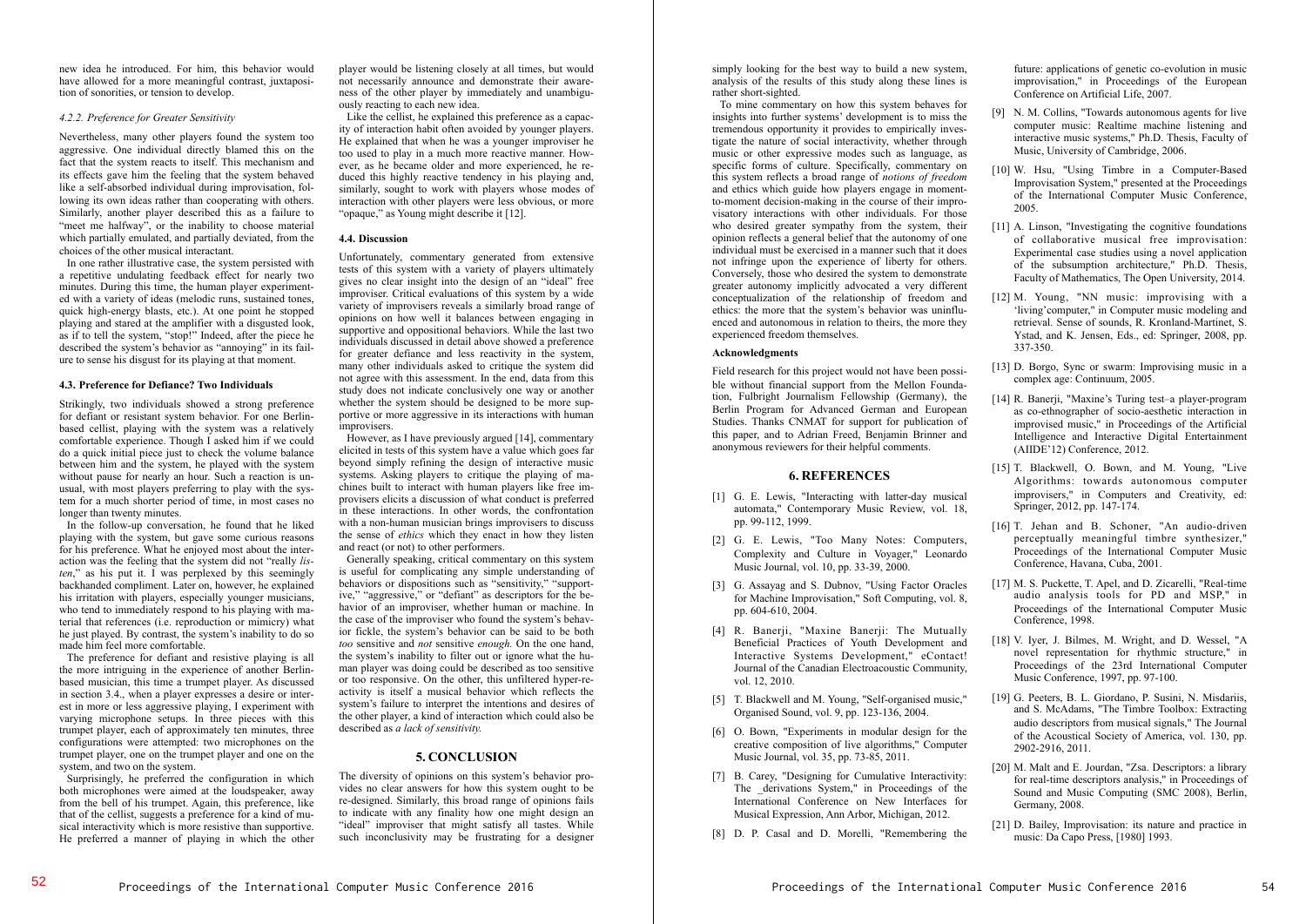new idea he introduced. For him, this behavior would have allowed for a more meaningful contrast, juxtaposition of sonorities, or tension to develop.

#### 4.2.2. Preference for Greater Sensitivity

Nevertheless, many other players found the system too aggressive. One individual directly blamed this on the fact that the system reacts to itself. This mechanism and its effects gave him the feeling that the system behaved like a self-absorbed individual during improvisation, following its own ideas rather than cooperating with others. Similarly, another player described this as a failure to "meet me halfway", or the inability to choose material which partially emulated, and partially deviated, from the choices of the other musical interactant.

In one rather illustrative case, the system persisted with a repetitive undulating feedback effect for nearly two minutes. During this time, the human player experimented with a variety of ideas (melodic runs, sustained tones, quick high-energy blasts, etc.). At one point he stopped playing and stared at the amplifier with a disgusted look, as if to tell the system, "stop!" Indeed, after the piece he described the system's behavior as "annoying" in its failure to sense his disgust for its playing at that moment.

### 4.3. Preference for Defiance? Two Individuals

Strikingly, two individuals showed a strong preference for defiant or resistant system behavior. For one Berlin-based cellist, playing with the system was a relatively comfortable experience. Though I asked him if we could do a quick initial piece just to check the volume balance between him and the system, he played with the system without pause for nearly an hour. Such a reaction is unusual, with most players preferring to play with the system for a much shorter period of time, in most cases no longer than twenty minutes.

In the follow-up conversation, he found that he liked playing with the system, but gave some curious reasons for his preference. What he enjoyed most about the interaction was the feeling that the system did not "really *listen*," as his put it. I was perplexed by this seemingly backhanded compliment. Later on, however, he explained his irritation with players, especially younger musicians, who tend to immediately respond to his playing with material that references (i.e. reproduction or mimicry) what he just played. By contrast, the system's inability to do so made him feel more comfortable.

The preference for defiant and resistive playing is all the more intriguing in the experience of another Berlin-based musician, this time a trumpet player. As discussed in section 3.4., when a player expresses a desire or interest in more or less aggressive playing, I experiment with varying microphone setups. In three pieces with this trumpet player, each of approximately ten minutes, three configurations were attempted: two microphones on the trumpet player, one on the trumpet player and one on the system, and two on the system.

Surprisingly, he preferred the configuration in which both microphones were aimed at the loudspeaker, away from the bell of his trumpet. Again, this preference, like that of the cellist, suggests a preference for a kind of musical interactivity which is more resistive than supportive. He preferred a manner of playing in which the other player would be listening closely at all times, but would not necessarily announce and demonstrate their awareness of the other player by immediately and unambiguously reacting to each new idea.

Like the cellist, he explained this preference as a capacity of interaction habit often avoided by younger players. He explained that when he was a younger improviser he too used to play in a much more reactive manner. However, as he became older and more experienced, he reduced this highly reactive tendency in his playing and, similarly, sought to work with players whose modes of interaction with other players were less obvious, or more "opaque," as Young might describe it [12].

### 4.4. Discussion

Unfortunately, commentary generated from extensive tests of this system with a variety of players ultimately gives no clear insight into the design of an "ideal" free improviser. Critical evaluations of this system by a wide variety of improvisers reveals a similarly broad range of opinions on how well it balances between engaging in supportive and oppositional behaviors. While the last two individuals discussed in detail above showed a preference for greater defiance and less reactivity in the system, many other individuals asked to critique the system did not agree with this assessment. In the end, data from this study does not indicate conclusively one way or another whether the system should be designed to be more supportive or more aggressive in its interactions with human improvisers.

However, as I have previously argued [14], commentary elicited in tests of this system have a value which goes far beyond simply refining the design of interactive music systems. Asking players to critique the playing of machines built to interact with human players like free improvisers elicits a discussion of what conduct is preferred in these interactions. In other words, the confrontation with a non-human musician brings improvisers to discuss the sense of *ethics* which they enact in how they listen and react (or not) to other performers.

Generally speaking, critical commentary on this system is useful for complicating any simple understanding of behaviors or dispositions such as "sensitivity," "supportive," "aggressive," or "defiant" as descriptors for the behavior of an improviser, whether human or machine. In the case of the improviser who found the system's behavior fickle, the system's behavior can be said to be both *too* sensitive and *not* sensitive *enough.* On the one hand, the system's inability to filter out or ignore what the human player was doing could be described as too sensitive or too responsive. On the other, this unfiltered hyper-reactivity is itself a musical behavior which reflects the system's failure to interpret the intentions and desires of the other player, a kind of interaction which could also be described as *a lack of sensitivity.*

## 5. CONCLUSION

The diversity of opinions on this system's behavior provides no clear answers for how this system ought to be re-designed. Similarly, this broad range of opinions fails to indicate with any finality how one might design an "ideal" improviser that might satisfy all tastes. While such inconclusivity may be frustrating for a designer simply looking for the best way to build a new system, analysis of the results of this study along these lines is rather short-sighted.

To mine commentary on how this system behaves for insights into further systems' development is to miss the tremendous opportunity it provides to empirically investigate the nature of social interactivity, whether through music or other expressive modes such as language, as specific forms of culture. Specifically, commentary on this system reflects a broad range of *notions of freedom* and ethics which guide how players engage in moment-to-moment decision-making in the course of their improvisatory interactions with other individuals. For those who desired greater sympathy from the system, their opinion reflects a general belief that the autonomy of one individual must be exercised in a manner such that it does not infringe upon the experience of liberty for others. Conversely, those who desired the system to demonstrate greater autonomy implicitly advocated a very different conceptualization of the relationship of freedom and ethics: the more that the system's behavior was uninfluenced and autonomous in relation to theirs, the more they experienced freedom themselves.

### Acknowledgments

Field research for this project would not have been possible without financial support from the Mellon Foundation, Fulbright Journalism Fellowship (Germany), the Berlin Program for Advanced German and European Studies. Thanks CNMAT for support for publication of this paper, and to Adrian Freed, Benjamin Brinner and anonymous reviewers for their helpful comments.

## 6. REFERENCES

[1] G. E. Lewis, "Interacting with latter-day musical automata," Contemporary Music Review, vol. 18, pp. 99-112, 1999.

[2] G. E. Lewis, "Too Many Notes: Computers, Complexity and Culture in Voyager," Leonardo Music Journal, vol. 10, pp. 33-39, 2000.

[3] G. Assayag and S. Dubnov, "Using Factor Oracles for Machine Improvisation," Soft Computing, vol. 8, pp. 604-610, 2004.

[4] R. Banerji, "Maxine Banerji: The Mutually Beneficial Practices of Youth Development and Interactive Systems Development," eContact! Journal of the Canadian Electroacoustic Community, vol. 12, 2010.

[5] T. Blackwell and M. Young, "Self-organised music," Organised Sound, vol. 9, pp. 123-136, 2004.

[6] O. Bown, "Experiments in modular design for the creative composition of live algorithms," Computer Music Journal, vol. 35, pp. 73-85, 2011.

[7] B. Carey, "Designing for Cumulative Interactivity: The _derivations System," in Proceedings of the International Conference on New Interfaces for Musical Expression, Ann Arbor, Michigan, 2012.

[8] D. P. Casal and D. Morelli, "Remembering the future: applications of genetic co-evolution in music improvisation," in Proceedings of the European Conference on Artificial Life, 2007.

[9] N. M. Collins, "Towards autonomous agents for live computer music: Realtime machine listening and interactive music systems," Ph.D. Thesis, Faculty of Music, University of Cambridge, 2006.

[10] W. Hsu, "Using Timbre in a Computer-Based Improvisation System," presented at the Proceedings of the International Computer Music Conference, 2005.

[11] A. Linson, "Investigating the cognitive foundations of collaborative musical free improvisation: Experimental case studies using a novel application of the subsumption architecture," Ph.D. Thesis, Faculty of Mathematics, The Open University, 2014.

[12] M. Young, "NN music: improvising with a 'living'computer," in Computer music modeling and retrieval. Sense of sounds, R. Kronland-Martinet, S. Ystad, and K. Jensen, Eds., ed: Springer, 2008, pp. 337-350.

[13] D. Borgo, Sync or swarm: Improvising music in a complex age: Continuum, 2005.

[14] R. Banerji, "Maxine's Turing test–a player-program as co-ethnographer of socio-aesthetic interaction in improvised music," in Proceedings of the Artificial Intelligence and Interactive Digital Entertainment (AIIDE'12) Conference, 2012.

[15] T. Blackwell, O. Bown, and M. Young, "Live Algorithms: towards autonomous computer improvisers," in Computers and Creativity, ed: Springer, 2012, pp. 147-174.

[16] T. Jehan and B. Schoner, "An audio-driven perceptually meaningful timbre synthesizer," Proceedings of the International Computer Music Conference, Havana, Cuba, 2001.

[17] M. S. Puckette, T. Apel, and D. Zicarelli, "Real-time audio analysis tools for PD and MSP," in Proceedings of the International Computer Music Conference, 1998.

[18] V. Iyer, J. Bilmes, M. Wright, and D. Wessel, "A novel representation for rhythmic structure," in Proceedings of the 23rd International Computer Music Conference, 1997, pp. 97-100.

[19] G. Peeters, B. L. Giordano, P. Susini, N. Misdariis, and S. McAdams, "The Timbre Toolbox: Extracting audio descriptors from musical signals," The Journal of the Acoustical Society of America, vol. 130, pp. 2902-2916, 2011.

[20] M. Malt and E. Jourdan, "Zsa. Descriptors: a library for real-time descriptors analysis," in Proceedings of Sound and Music Computing (SMC 2008), Berlin, Germany, 2008.

[21] D. Bailey, Improvisation: its nature and practice in music: Da Capo Press, [1980] 1993.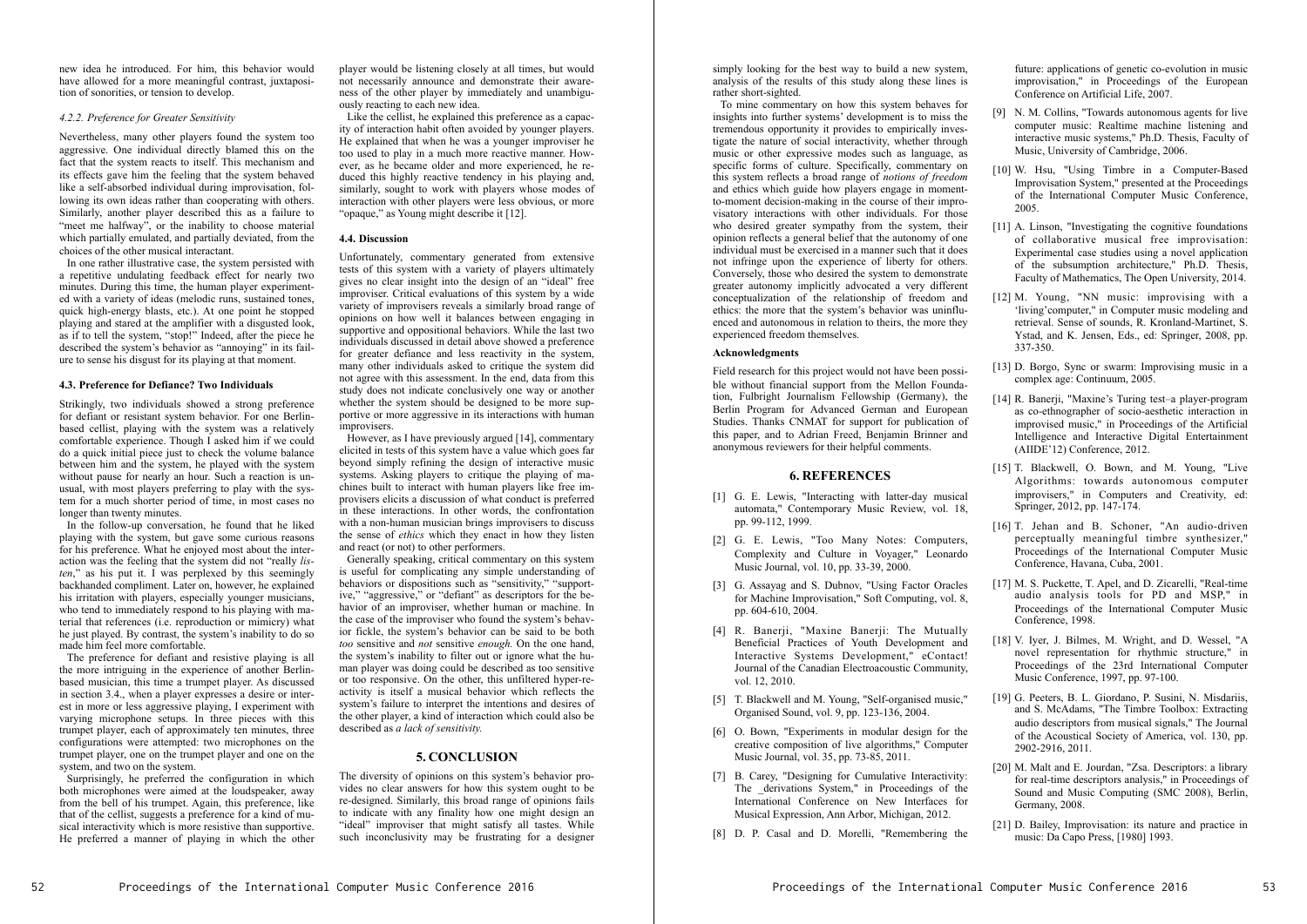new idea he introduced. For him, this behavior would have allowed for a more meaningful contrast, juxtaposition of sonorities, or tension to develop.

#### 4.2.2. Preference for Greater Sensitivity

Nevertheless, many other players found the system too aggressive. One individual directly blamed this on the fact that the system reacts to itself. This mechanism and its effects gave him the feeling that the system behaved like a self-absorbed individual during improvisation, following its own ideas rather than cooperating with others. Similarly, another player described this as a failure to "meet me halfway", or the inability to choose material which partially emulated, and partially deviated, from the choices of the other musical interactant.

In one rather illustrative case, the system persisted with a repetitive undulating feedback effect for nearly two minutes. During this time, the human player experimented with a variety of ideas (melodic runs, sustained tones, quick high-energy blasts, etc.). At one point he stopped playing and stared at the amplifier with a disgusted look, as if to tell the system, "stop!" Indeed, after the piece he described the system's behavior as "annoying" in its failure to sense his disgust for its playing at that moment.

### 4.3. Preference for Defiance? Two Individuals

Strikingly, two individuals showed a strong preference for defiant or resistant system behavior. For one Berlin-based cellist, playing with the system was a relatively comfortable experience. Though I asked him if we could do a quick initial piece just to check the volume balance between him and the system, he played with the system without pause for nearly an hour. Such a reaction is unusual, with most players preferring to play with the system for a much shorter period of time, in most cases no longer than twenty minutes.

In the follow-up conversation, he found that he liked playing with the system, but gave some curious reasons for his preference. What he enjoyed most about the interaction was the feeling that the system did not "really *listen*," as his put it. I was perplexed by this seemingly backhanded compliment. Later on, however, he explained his irritation with players, especially younger musicians, who tend to immediately respond to his playing with material that references (i.e. reproduction or mimicry) what he just played. By contrast, the system's inability to do so made him feel more comfortable.

The preference for defiant and resistive playing is all the more intriguing in the experience of another Berlin-based musician, this time a trumpet player. As discussed in section 3.4., when a player expresses a desire or interest in more or less aggressive playing, I experiment with varying microphone setups. In three pieces with this trumpet player, each of approximately ten minutes, three configurations were attempted: two microphones on the trumpet player, one on the trumpet player and one on the system, and two on the system.

Surprisingly, he preferred the configuration in which both microphones were aimed at the loudspeaker, away from the bell of his trumpet. Again, this preference, like that of the cellist, suggests a preference for a kind of musical interactivity which is more resistive than supportive. He preferred a manner of playing in which the other player would be listening closely at all times, but would not necessarily announce and demonstrate their awareness of the other player by immediately and unambiguously reacting to each new idea.

Like the cellist, he explained this preference as a capacity of interaction habit often avoided by younger players. He explained that when he was a younger improviser he too used to play in a much more reactive manner. However, as he became older and more experienced, he reduced this highly reactive tendency in his playing and, similarly, sought to work with players whose modes of interaction with other players were less obvious, or more "opaque," as Young might describe it [12].

### 4.4. Discussion

Unfortunately, commentary generated from extensive tests of this system with a variety of players ultimately gives no clear insight into the design of an "ideal" free improviser. Critical evaluations of this system by a wide variety of improvisers reveals a similarly broad range of opinions on how well it balances between engaging in supportive and oppositional behaviors. While the last two individuals discussed in detail above showed a preference for greater defiance and less reactivity in the system, many other individuals asked to critique the system did not agree with this assessment. In the end, data from this study does not indicate conclusively one way or another whether the system should be designed to be more supportive or more aggressive in its interactions with human improvisers.

However, as I have previously argued [14], commentary elicited in tests of this system have a value which goes far beyond simply refining the design of interactive music systems. Asking players to critique the playing of machines built to interact with human players like free improvisers elicits a discussion of what conduct is preferred in these interactions. In other words, the confrontation with a non-human musician brings improvisers to discuss the sense of *ethics* which they enact in how they listen and react (or not) to other performers.

Generally speaking, critical commentary on this system is useful for complicating any simple understanding of behaviors or dispositions such as "sensitivity," "supportive," "aggressive," or "defiant" as descriptors for the behavior of an improviser, whether human or machine. In the case of the improviser who found the system's behavior fickle, the system's behavior can be said to be both *too* sensitive and *not* sensitive *enough.* On the one hand, the system's inability to filter out or ignore what the human player was doing could be described as too sensitive or too responsive. On the other, this unfiltered hyper-reactivity is itself a musical behavior which reflects the system's failure to interpret the intentions and desires of the other player, a kind of interaction which could also be described as *a lack of sensitivity.*

## 5. CONCLUSION

The diversity of opinions on this system's behavior provides no clear answers for how this system ought to be re-designed. Similarly, this broad range of opinions fails to indicate with any finality how one might design an "ideal" improviser that might satisfy all tastes. While such inconclusivity may be frustrating for a designer simply looking for the best way to build a new system, analysis of the results of this study along these lines is rather short-sighted.

To mine commentary on how this system behaves for insights into further systems' development is to miss the tremendous opportunity it provides to empirically investigate the nature of social interactivity, whether through music or other expressive modes such as language, as specific forms of culture. Specifically, commentary on this system reflects a broad range of *notions of freedom* and ethics which guide how players engage in moment-to-moment decision-making in the course of their improvisatory interactions with other individuals. For those who desired greater sympathy from the system, their opinion reflects a general belief that the autonomy of one individual must be exercised in a manner such that it does not infringe upon the experience of liberty for others. Conversely, those who desired the system to demonstrate greater autonomy implicitly advocated a very different conceptualization of the relationship of freedom and ethics: the more that the system's behavior was uninfluenced and autonomous in relation to theirs, the more they experienced freedom themselves.

### Acknowledgments

Field research for this project would not have been possible without financial support from the Mellon Foundation, Fulbright Journalism Fellowship (Germany), the Berlin Program for Advanced German and European Studies. Thanks CNMAT for support for publication of this paper, and to Adrian Freed, Benjamin Brinner and anonymous reviewers for their helpful comments.

## 6. REFERENCES

[1] G. E. Lewis, "Interacting with latter-day musical automata," Contemporary Music Review, vol. 18, pp. 99-112, 1999.

[2] G. E. Lewis, "Too Many Notes: Computers, Complexity and Culture in Voyager," Leonardo Music Journal, vol. 10, pp. 33-39, 2000.

[3] G. Assayag and S. Dubnov, "Using Factor Oracles for Machine Improvisation," Soft Computing, vol. 8, pp. 604-610, 2004.

[4] R. Banerji, "Maxine Banerji: The Mutually Beneficial Practices of Youth Development and Interactive Systems Development," eContact! Journal of the Canadian Electroacoustic Community, vol. 12, 2010.

[5] T. Blackwell and M. Young, "Self-organised music," Organised Sound, vol. 9, pp. 123-136, 2004.

[6] O. Bown, "Experiments in modular design for the creative composition of live algorithms," Computer Music Journal, vol. 35, pp. 73-85, 2011.

[7] B. Carey, "Designing for Cumulative Interactivity: The _derivations System," in Proceedings of the International Conference on New Interfaces for Musical Expression, Ann Arbor, Michigan, 2012.

[8] D. P. Casal and D. Morelli, "Remembering the future: applications of genetic co-evolution in music improvisation," in Proceedings of the European Conference on Artificial Life, 2007.

[9] N. M. Collins, "Towards autonomous agents for live computer music: Realtime machine listening and interactive music systems," Ph.D. Thesis, Faculty of Music, University of Cambridge, 2006.

[10] W. Hsu, "Using Timbre in a Computer-Based Improvisation System," presented at the Proceedings of the International Computer Music Conference, 2005.

[11] A. Linson, "Investigating the cognitive foundations of collaborative musical free improvisation: Experimental case studies using a novel application of the subsumption architecture," Ph.D. Thesis, Faculty of Mathematics, The Open University, 2014.

[12] M. Young, "NN music: improvising with a 'living'computer," in Computer music modeling and retrieval. Sense of sounds, R. Kronland-Martinet, S. Ystad, and K. Jensen, Eds., ed: Springer, 2008, pp. 337-350.

[13] D. Borgo, Sync or swarm: Improvising music in a complex age: Continuum, 2005.

[14] R. Banerji, "Maxine's Turing test–a player-program as co-ethnographer of socio-aesthetic interaction in improvised music," in Proceedings of the Artificial Intelligence and Interactive Digital Entertainment (AIIDE'12) Conference, 2012.

[15] T. Blackwell, O. Bown, and M. Young, "Live Algorithms: towards autonomous computer improvisers," in Computers and Creativity, ed: Springer, 2012, pp. 147-174.

[16] T. Jehan and B. Schoner, "An audio-driven perceptually meaningful timbre synthesizer," Proceedings of the International Computer Music Conference, Havana, Cuba, 2001.

[17] M. S. Puckette, T. Apel, and D. Zicarelli, "Real-time audio analysis tools for PD and MSP," in Proceedings of the International Computer Music Conference, 1998.

[18] V. Iyer, J. Bilmes, M. Wright, and D. Wessel, "A novel representation for rhythmic structure," in Proceedings of the 23rd International Computer Music Conference, 1997, pp. 97-100.

[19] G. Peeters, B. L. Giordano, P. Susini, N. Misdariis, and S. McAdams, "The Timbre Toolbox: Extracting audio descriptors from musical signals," The Journal of the Acoustical Society of America, vol. 130, pp. 2902-2916, 2011.

[20] M. Malt and E. Jourdan, "Zsa. Descriptors: a library for real-time descriptors analysis," in Proceedings of Sound and Music Computing (SMC 2008), Berlin, Germany, 2008.

[21] D. Bailey, Improvisation: its nature and practice in music: Da Capo Press, [1980] 1993.